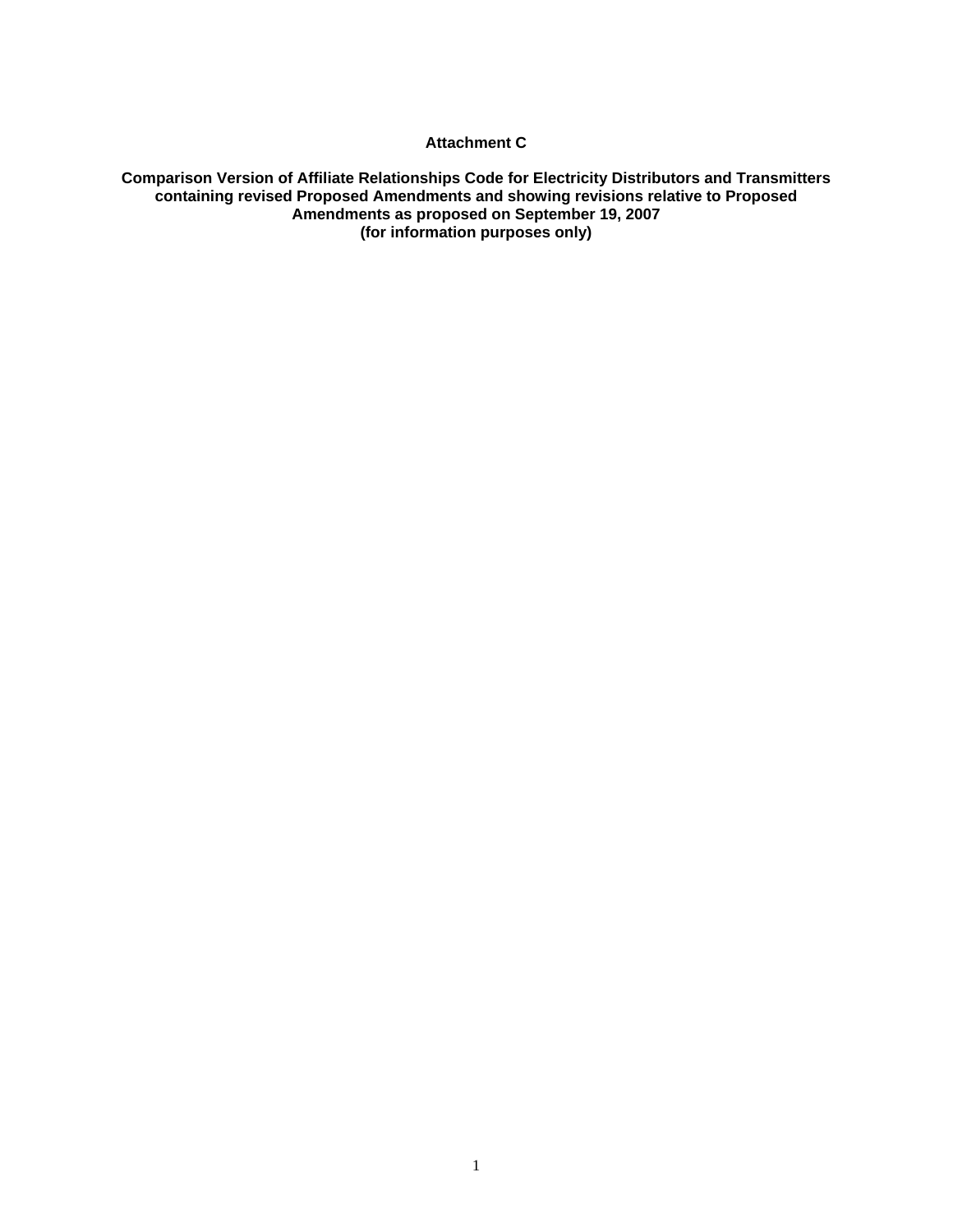**Attachment C**

**Comparison Version of Affiliate Relationships Code for Electricity Distributors and Transmitters containing revised Proposed Amendments and showing revisions relative to Proposed Amendments as proposed on September 19, 2007 (for information purposes only)**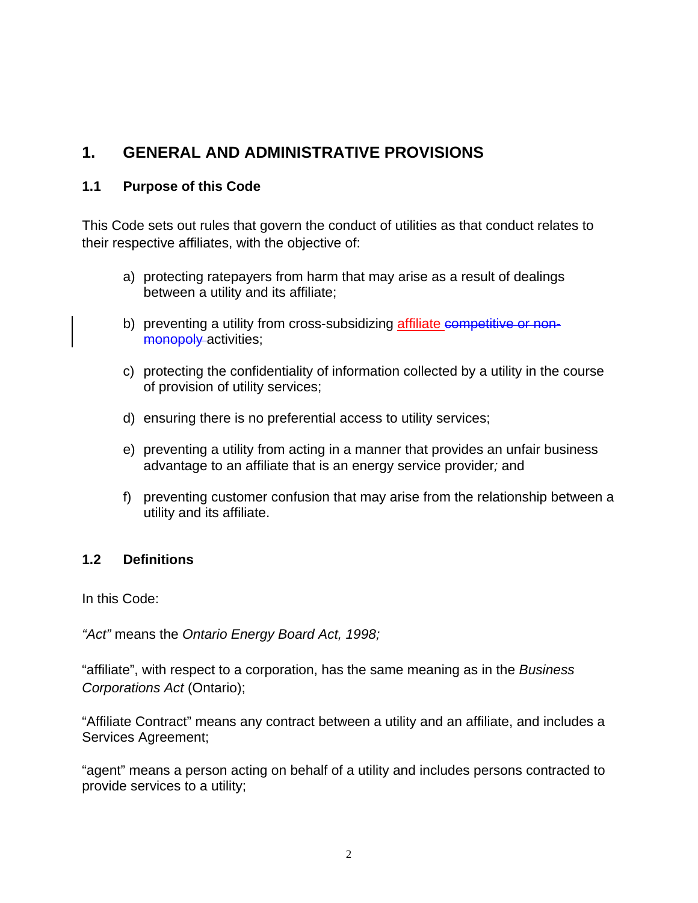# 1. GENERAL AND ADMINISTRATIVE PROVISIONS

## 1.1 Purpose of this Code

This Code sets out rules that govern the conduct of utilities as that conduct relates to their respective affiliates, with the objective of:

a) protecting ratepayers from harm that may arise as a result of dealings between a utility and its affiliate;

b) preventing a utility from cross-subsidizing affiliate ~~competitive or non-monopoly~~ activities;

c) protecting the confidentiality of information collected by a utility in the course of provision of utility services;

d) ensuring there is no preferential access to utility services;

e) preventing a utility from acting in a manner that provides an unfair business advantage to an affiliate that is an energy service provider*;* and

f) preventing customer confusion that may arise from the relationship between a utility and its affiliate.

## 1.2 Definitions

In this Code:

*"Act"* means the *Ontario Energy Board Act, 1998;*

"affiliate", with respect to a corporation, has the same meaning as in the *Business Corporations Act* (Ontario);

"Affiliate Contract" means any contract between a utility and an affiliate, and includes a Services Agreement;

"agent" means a person acting on behalf of a utility and includes persons contracted to provide services to a utility;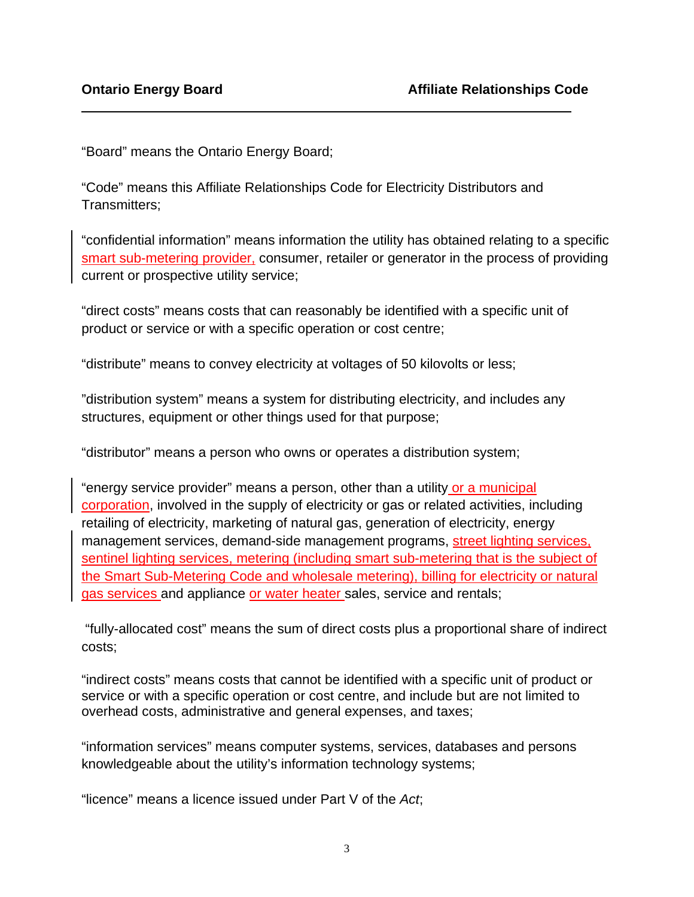"Board" means the Ontario Energy Board;

"Code" means this Affiliate Relationships Code for Electricity Distributors and Transmitters;

"confidential information" means information the utility has obtained relating to a specific smart sub-metering provider, consumer, retailer or generator in the process of providing current or prospective utility service;

"direct costs" means costs that can reasonably be identified with a specific unit of product or service or with a specific operation or cost centre;

"distribute" means to convey electricity at voltages of 50 kilovolts or less;

"distribution system" means a system for distributing electricity, and includes any structures, equipment or other things used for that purpose;

"distributor" means a person who owns or operates a distribution system;

"energy service provider" means a person, other than a utility or a municipal corporation, involved in the supply of electricity or gas or related activities, including retailing of electricity, marketing of natural gas, generation of electricity, energy management services, demand-side management programs, street lighting services, sentinel lighting services, metering (including smart sub-metering that is the subject of the Smart Sub-Metering Code and wholesale metering), billing for electricity or natural gas services and appliance or water heater sales, service and rentals;

"fully-allocated cost" means the sum of direct costs plus a proportional share of indirect costs;

"indirect costs" means costs that cannot be identified with a specific unit of product or service or with a specific operation or cost centre, and include but are not limited to overhead costs, administrative and general expenses, and taxes;

"information services" means computer systems, services, databases and persons knowledgeable about the utility's information technology systems;

"licence" means a licence issued under Part V of the *Act*;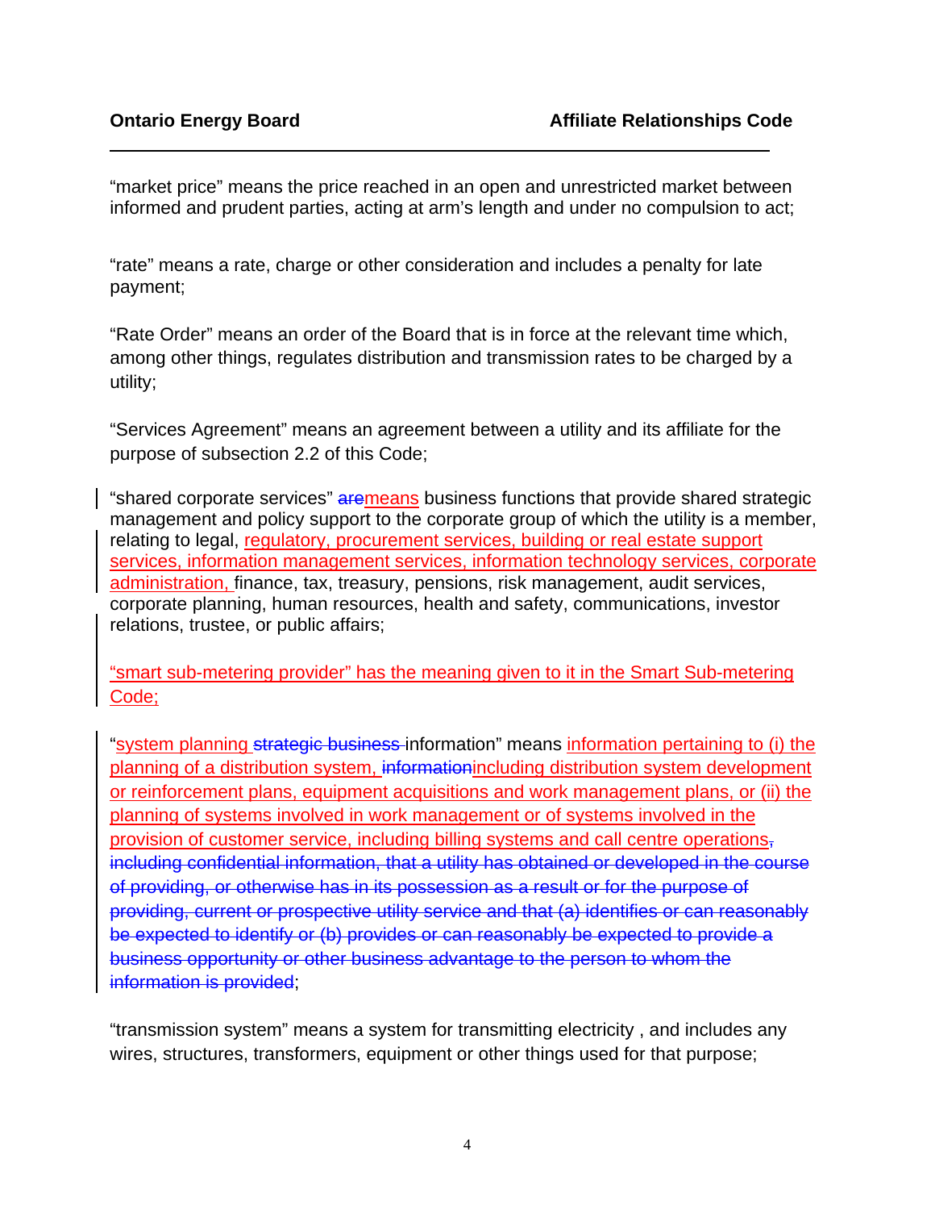“market price” means the price reached in an open and unrestricted market between informed and prudent parties, acting at arm’s length and under no compulsion to act;

“rate” means a rate, charge or other consideration and includes a penalty for late payment;

“Rate Order” means an order of the Board that is in force at the relevant time which, among other things, regulates distribution and transmission rates to be charged by a utility;

“Services Agreement” means an agreement between a utility and its affiliate for the purpose of subsection 2.2 of this Code;

“shared corporate services” ~~are~~means business functions that provide shared strategic management and policy support to the corporate group of which the utility is a member, relating to legal, regulatory, procurement services, building or real estate support services, information management services, information technology services, corporate administration, finance, tax, treasury, pensions, risk management, audit services, corporate planning, human resources, health and safety, communications, investor relations, trustee, or public affairs;

“smart sub-metering provider” has the meaning given to it in the Smart Sub-metering Code;

“system planning ~~strategic business~~ information” means information pertaining to (i) the planning of a distribution system, ~~information~~including distribution system development or reinforcement plans, equipment acquisitions and work management plans, or (ii) the planning of systems involved in work management or of systems involved in the provision of customer service, including billing systems and call centre operations~~, including confidential information, that a utility has obtained or developed in the course of providing, or otherwise has in its possession as a result or for the purpose of providing, current or prospective utility service and that (a) identifies or can reasonably be expected to identify or (b) provides or can reasonably be expected to provide a business opportunity or other business advantage to the person to whom the information is provided~~;

“transmission system” means a system for transmitting electricity , and includes any wires, structures, transformers, equipment or other things used for that purpose;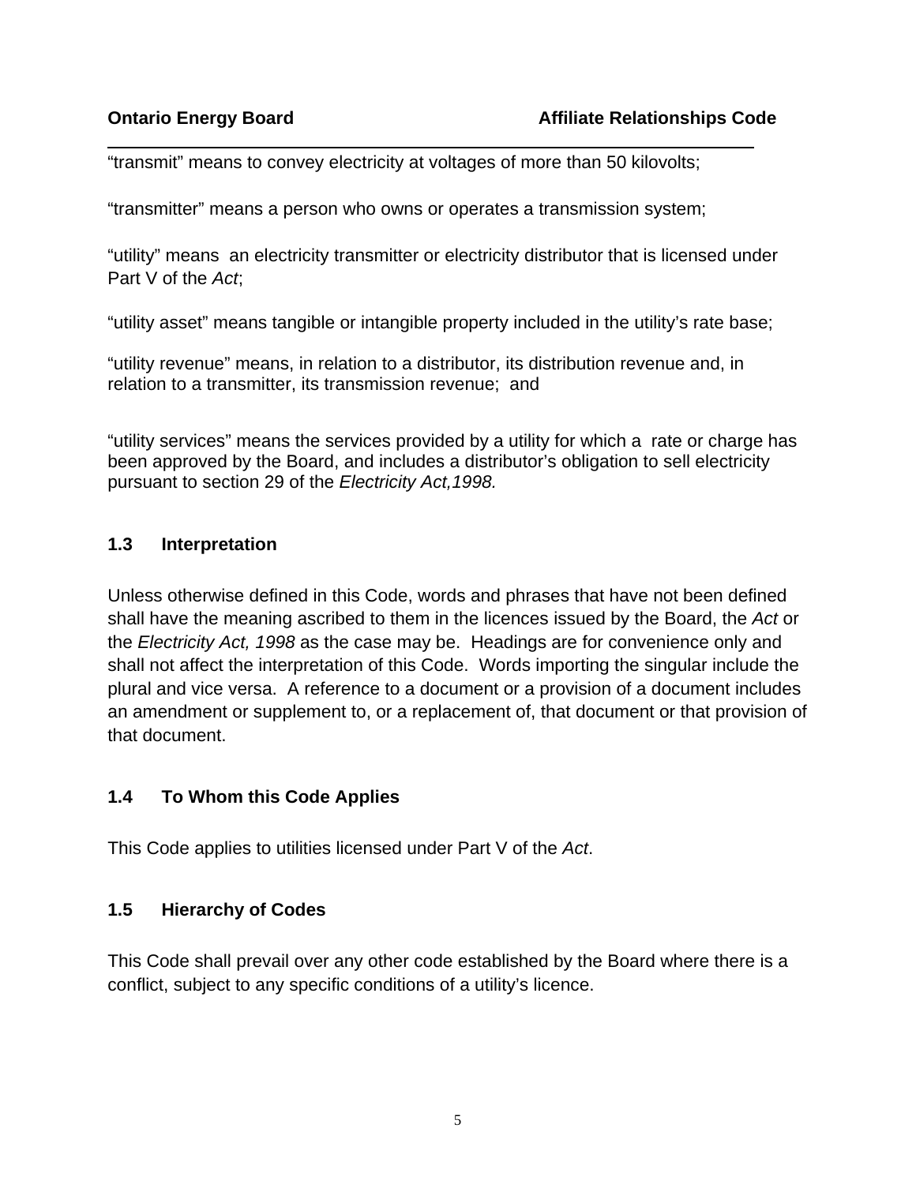"transmit" means to convey electricity at voltages of more than 50 kilovolts;

"transmitter" means a person who owns or operates a transmission system;

"utility" means an electricity transmitter or electricity distributor that is licensed under Part V of the *Act*;

"utility asset" means tangible or intangible property included in the utility's rate base;

"utility revenue" means, in relation to a distributor, its distribution revenue and, in relation to a transmitter, its transmission revenue; and

"utility services" means the services provided by a utility for which a rate or charge has been approved by the Board, and includes a distributor's obligation to sell electricity pursuant to section 29 of the *Electricity Act,1998.*

### 1.3 Interpretation

Unless otherwise defined in this Code, words and phrases that have not been defined shall have the meaning ascribed to them in the licences issued by the Board, the *Act* or the *Electricity Act, 1998* as the case may be. Headings are for convenience only and shall not affect the interpretation of this Code. Words importing the singular include the plural and vice versa. A reference to a document or a provision of a document includes an amendment or supplement to, or a replacement of, that document or that provision of that document.

### 1.4 To Whom this Code Applies

This Code applies to utilities licensed under Part V of the *Act*.

### 1.5 Hierarchy of Codes

This Code shall prevail over any other code established by the Board where there is a conflict, subject to any specific conditions of a utility's licence.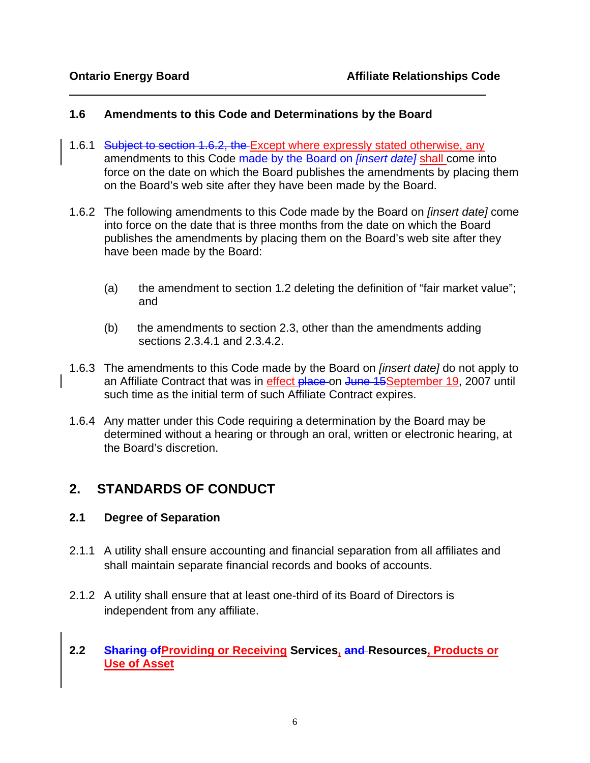### 1.6 Amendments to this Code and Determinations by the Board

1.6.1 ~~Subject to section 1.6.2, the~~ Except where expressly stated otherwise, any amendments to this Code ~~made by the Board on *[insert date]*~~ shall come into force on the date on which the Board publishes the amendments by placing them on the Board's web site after they have been made by the Board.

1.6.2 The following amendments to this Code made by the Board on *[insert date]* come into force on the date that is three months from the date on which the Board publishes the amendments by placing them on the Board's web site after they have been made by the Board:

(a) the amendment to section 1.2 deleting the definition of "fair market value"; and

(b) the amendments to section 2.3, other than the amendments adding sections 2.3.4.1 and 2.3.4.2.

1.6.3 The amendments to this Code made by the Board on *[insert date]* do not apply to an Affiliate Contract that was in effect ~~place~~ on ~~June 15~~September 19, 2007 until such time as the initial term of such Affiliate Contract expires.

1.6.4 Any matter under this Code requiring a determination by the Board may be determined without a hearing or through an oral, written or electronic hearing, at the Board's discretion.

## 2. STANDARDS OF CONDUCT

### 2.1 Degree of Separation

2.1.1 A utility shall ensure accounting and financial separation from all affiliates and shall maintain separate financial records and books of accounts.

2.1.2 A utility shall ensure that at least one-third of its Board of Directors is independent from any affiliate.

### 2.2 ~~Sharing of~~Providing or Receiving Services, ~~and~~ Resources, Products or Use of Asset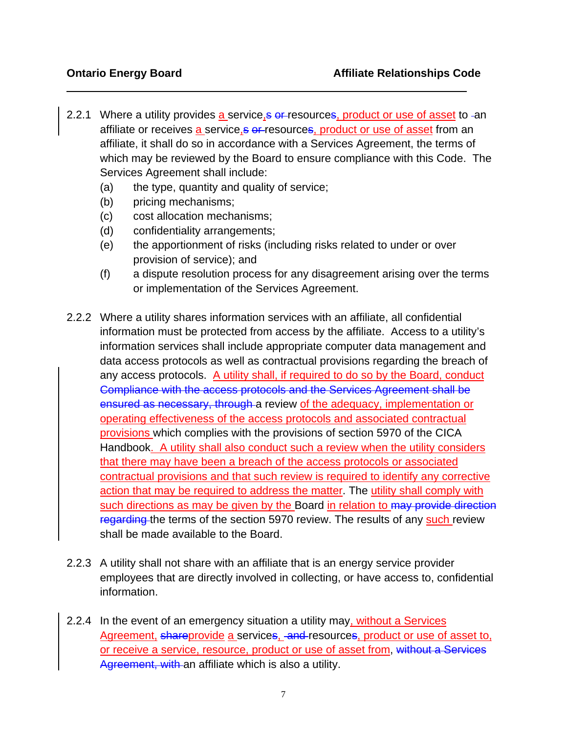2.2.1 Where a utility provides a service,~~s or~~ resource~~s~~, product or use of asset to an affiliate or receives a service,~~s or~~ resource~~s~~, product or use of asset from an affiliate, it shall do so in accordance with a Services Agreement, the terms of which may be reviewed by the Board to ensure compliance with this Code. The Services Agreement shall include:

- (a) the type, quantity and quality of service;
- (b) pricing mechanisms;
- (c) cost allocation mechanisms;
- (d) confidentiality arrangements;
- (e) the apportionment of risks (including risks related to under or over provision of service); and
- (f) a dispute resolution process for any disagreement arising over the terms or implementation of the Services Agreement.

2.2.2 Where a utility shares information services with an affiliate, all confidential information must be protected from access by the affiliate. Access to a utility's information services shall include appropriate computer data management and data access protocols as well as contractual provisions regarding the breach of any access protocols. A utility shall, if required to do so by the Board, conduct ~~Compliance with the access protocols and the Services Agreement shall be ensured as necessary, through~~ a review of the adequacy, implementation or operating effectiveness of the access protocols and associated contractual provisions which complies with the provisions of section 5970 of the CICA Handbook. A utility shall also conduct such a review when the utility considers that there may have been a breach of the access protocols or associated contractual provisions and that such review is required to identify any corrective action that may be required to address the matter. The utility shall comply with such directions as may be given by the Board in relation to ~~may provide direction regarding~~ the terms of the section 5970 review. The results of any such review shall be made available to the Board.

2.2.3 A utility shall not share with an affiliate that is an energy service provider employees that are directly involved in collecting, or have access to, confidential information.

2.2.4 In the event of an emergency situation a utility may, without a Services Agreement, ~~share~~provide a service~~s~~, ~~and~~ resource~~s~~, product or use of asset to, or receive a service, resource, product or use of asset from, ~~without a Services Agreement, with~~ an affiliate which is also a utility.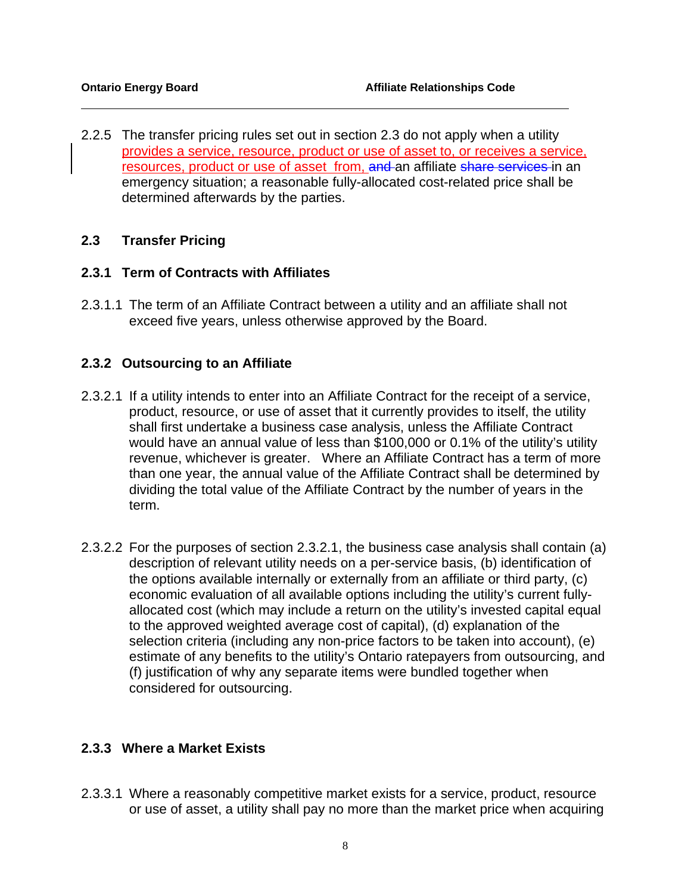2.2.5 The transfer pricing rules set out in section 2.3 do not apply when a utility provides a service, resource, product or use of asset to, or receives a service, resources, product or use of asset from, ~~and~~ an affiliate ~~share services~~ in an emergency situation; a reasonable fully-allocated cost-related price shall be determined afterwards by the parties.

## 2.3 Transfer Pricing

### 2.3.1 Term of Contracts with Affiliates

2.3.1.1 The term of an Affiliate Contract between a utility and an affiliate shall not exceed five years, unless otherwise approved by the Board.

### 2.3.2 Outsourcing to an Affiliate

2.3.2.1 If a utility intends to enter into an Affiliate Contract for the receipt of a service, product, resource, or use of asset that it currently provides to itself, the utility shall first undertake a business case analysis, unless the Affiliate Contract would have an annual value of less than $100,000 or 0.1% of the utility's utility revenue, whichever is greater. Where an Affiliate Contract has a term of more than one year, the annual value of the Affiliate Contract shall be determined by dividing the total value of the Affiliate Contract by the number of years in the term.

2.3.2.2 For the purposes of section 2.3.2.1, the business case analysis shall contain (a) description of relevant utility needs on a per-service basis, (b) identification of the options available internally or externally from an affiliate or third party, (c) economic evaluation of all available options including the utility's current fully-allocated cost (which may include a return on the utility's invested capital equal to the approved weighted average cost of capital), (d) explanation of the selection criteria (including any non-price factors to be taken into account), (e) estimate of any benefits to the utility's Ontario ratepayers from outsourcing, and (f) justification of why any separate items were bundled together when considered for outsourcing.

### 2.3.3 Where a Market Exists

2.3.3.1 Where a reasonably competitive market exists for a service, product, resource or use of asset, a utility shall pay no more than the market price when acquiring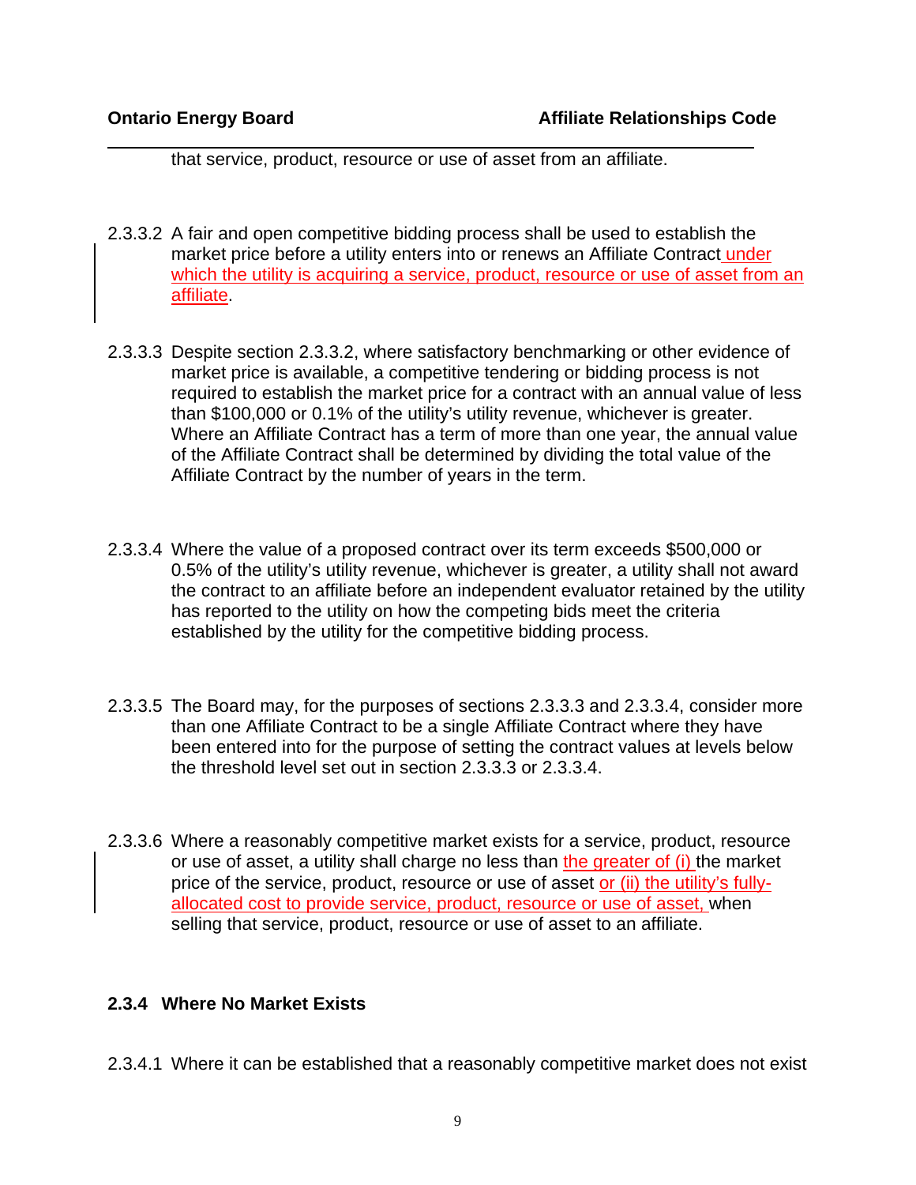that service, product, resource or use of asset from an affiliate.

2.3.3.2 A fair and open competitive bidding process shall be used to establish the market price before a utility enters into or renews an Affiliate Contract under which the utility is acquiring a service, product, resource or use of asset from an affiliate.

2.3.3.3 Despite section 2.3.3.2, where satisfactory benchmarking or other evidence of market price is available, a competitive tendering or bidding process is not required to establish the market price for a contract with an annual value of less than $100,000 or 0.1% of the utility's utility revenue, whichever is greater. Where an Affiliate Contract has a term of more than one year, the annual value of the Affiliate Contract shall be determined by dividing the total value of the Affiliate Contract by the number of years in the term.

2.3.3.4 Where the value of a proposed contract over its term exceeds $500,000 or 0.5% of the utility's utility revenue, whichever is greater, a utility shall not award the contract to an affiliate before an independent evaluator retained by the utility has reported to the utility on how the competing bids meet the criteria established by the utility for the competitive bidding process.

2.3.3.5 The Board may, for the purposes of sections 2.3.3.3 and 2.3.3.4, consider more than one Affiliate Contract to be a single Affiliate Contract where they have been entered into for the purpose of setting the contract values at levels below the threshold level set out in section 2.3.3.3 or 2.3.3.4.

2.3.3.6 Where a reasonably competitive market exists for a service, product, resource or use of asset, a utility shall charge no less than the greater of (i) the market price of the service, product, resource or use of asset or (ii) the utility's fully-allocated cost to provide service, product, resource or use of asset, when selling that service, product, resource or use of asset to an affiliate.

### 2.3.4 Where No Market Exists

2.3.4.1 Where it can be established that a reasonably competitive market does not exist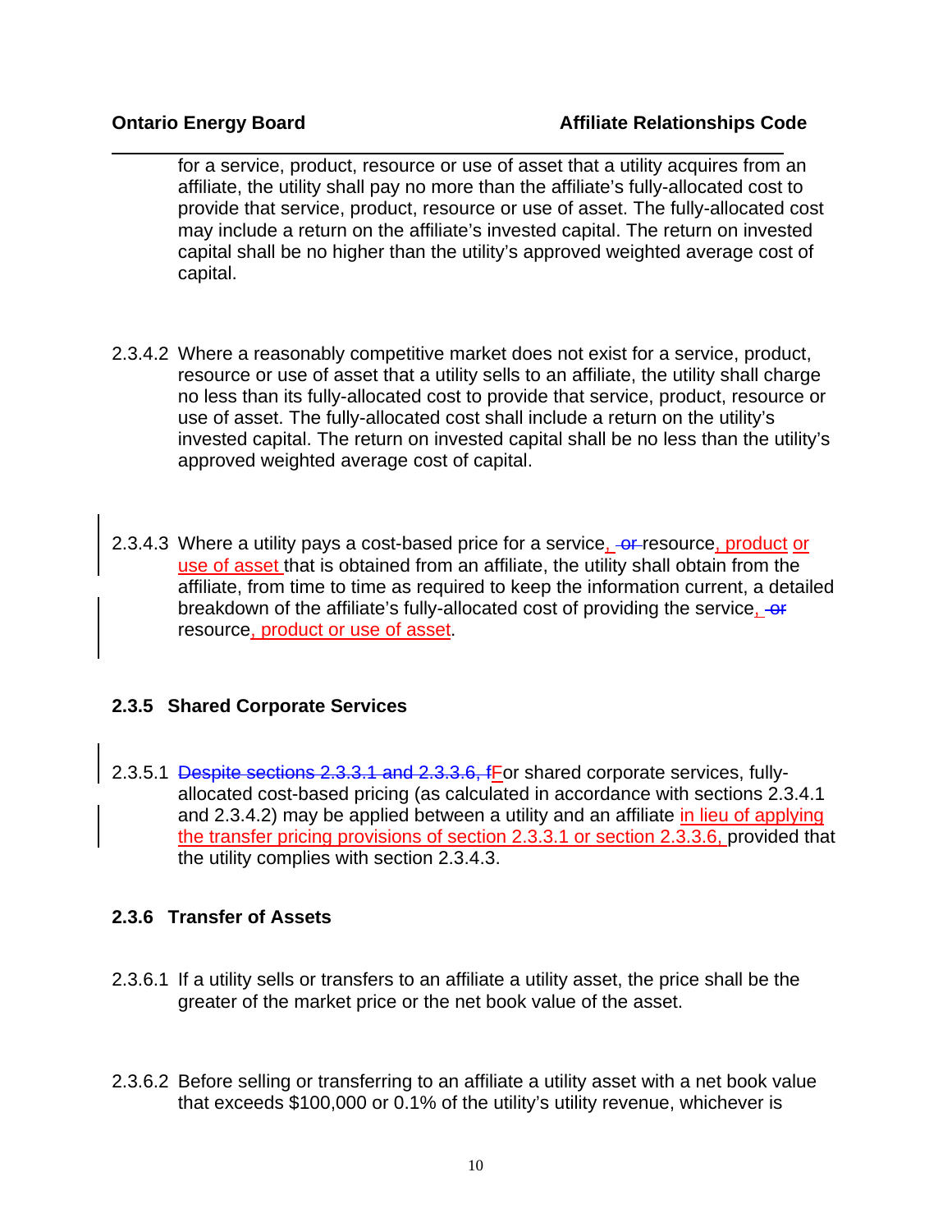for a service, product, resource or use of asset that a utility acquires from an affiliate, the utility shall pay no more than the affiliate's fully-allocated cost to provide that service, product, resource or use of asset. The fully-allocated cost may include a return on the affiliate's invested capital. The return on invested capital shall be no higher than the utility's approved weighted average cost of capital.

2.3.4.2 Where a reasonably competitive market does not exist for a service, product, resource or use of asset that a utility sells to an affiliate, the utility shall charge no less than its fully-allocated cost to provide that service, product, resource or use of asset. The fully-allocated cost shall include a return on the utility's invested capital. The return on invested capital shall be no less than the utility's approved weighted average cost of capital.

2.3.4.3 Where a utility pays a cost-based price for a service, ~~or~~ resource, product or use of asset that is obtained from an affiliate, the utility shall obtain from the affiliate, from time to time as required to keep the information current, a detailed breakdown of the affiliate's fully-allocated cost of providing the service, ~~or~~ resource, product or use of asset.

### 2.3.5 Shared Corporate Services

2.3.5.1 ~~Despite sections 2.3.3.1 and 2.3.3.6, f~~For shared corporate services, fully-allocated cost-based pricing (as calculated in accordance with sections 2.3.4.1 and 2.3.4.2) may be applied between a utility and an affiliate in lieu of applying the transfer pricing provisions of section 2.3.3.1 or section 2.3.3.6, provided that the utility complies with section 2.3.4.3.

### 2.3.6 Transfer of Assets

2.3.6.1 If a utility sells or transfers to an affiliate a utility asset, the price shall be the greater of the market price or the net book value of the asset.

2.3.6.2 Before selling or transferring to an affiliate a utility asset with a net book value that exceeds $100,000 or 0.1% of the utility's utility revenue, whichever is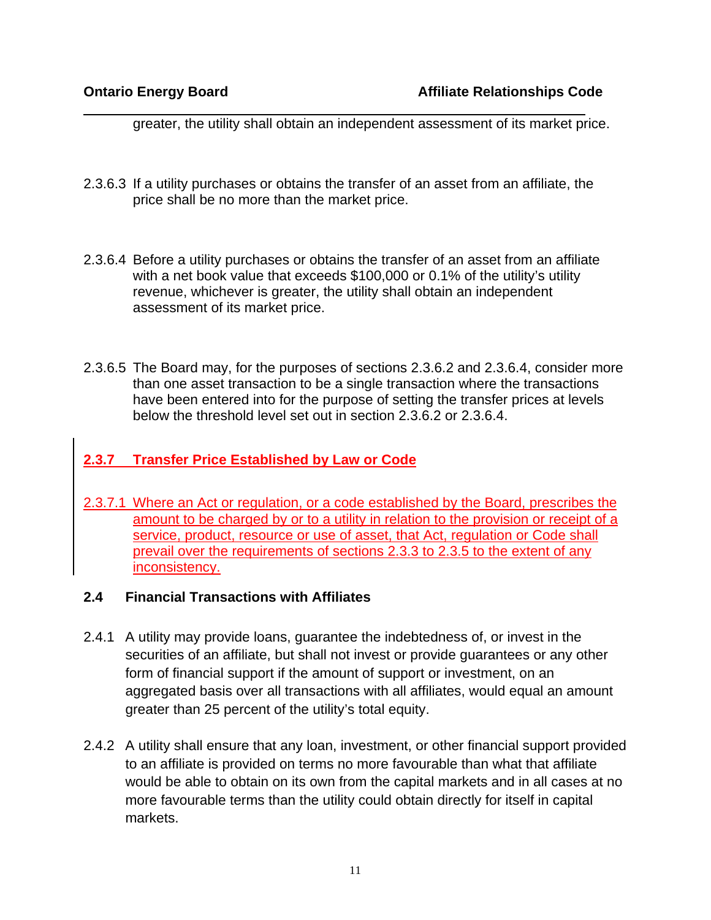greater, the utility shall obtain an independent assessment of its market price.

2.3.6.3 If a utility purchases or obtains the transfer of an asset from an affiliate, the price shall be no more than the market price.

2.3.6.4 Before a utility purchases or obtains the transfer of an asset from an affiliate with a net book value that exceeds $100,000 or 0.1% of the utility's utility revenue, whichever is greater, the utility shall obtain an independent assessment of its market price.

2.3.6.5 The Board may, for the purposes of sections 2.3.6.2 and 2.3.6.4, consider more than one asset transaction to be a single transaction where the transactions have been entered into for the purpose of setting the transfer prices at levels below the threshold level set out in section 2.3.6.2 or 2.3.6.4.

### 2.3.7 Transfer Price Established by Law or Code

2.3.7.1 Where an Act or regulation, or a code established by the Board, prescribes the amount to be charged by or to a utility in relation to the provision or receipt of a service, product, resource or use of asset, that Act, regulation or Code shall prevail over the requirements of sections 2.3.3 to 2.3.5 to the extent of any inconsistency.

## 2.4 Financial Transactions with Affiliates

2.4.1 A utility may provide loans, guarantee the indebtedness of, or invest in the securities of an affiliate, but shall not invest or provide guarantees or any other form of financial support if the amount of support or investment, on an aggregated basis over all transactions with all affiliates, would equal an amount greater than 25 percent of the utility's total equity.

2.4.2 A utility shall ensure that any loan, investment, or other financial support provided to an affiliate is provided on terms no more favourable than what that affiliate would be able to obtain on its own from the capital markets and in all cases at no more favourable terms than the utility could obtain directly for itself in capital markets.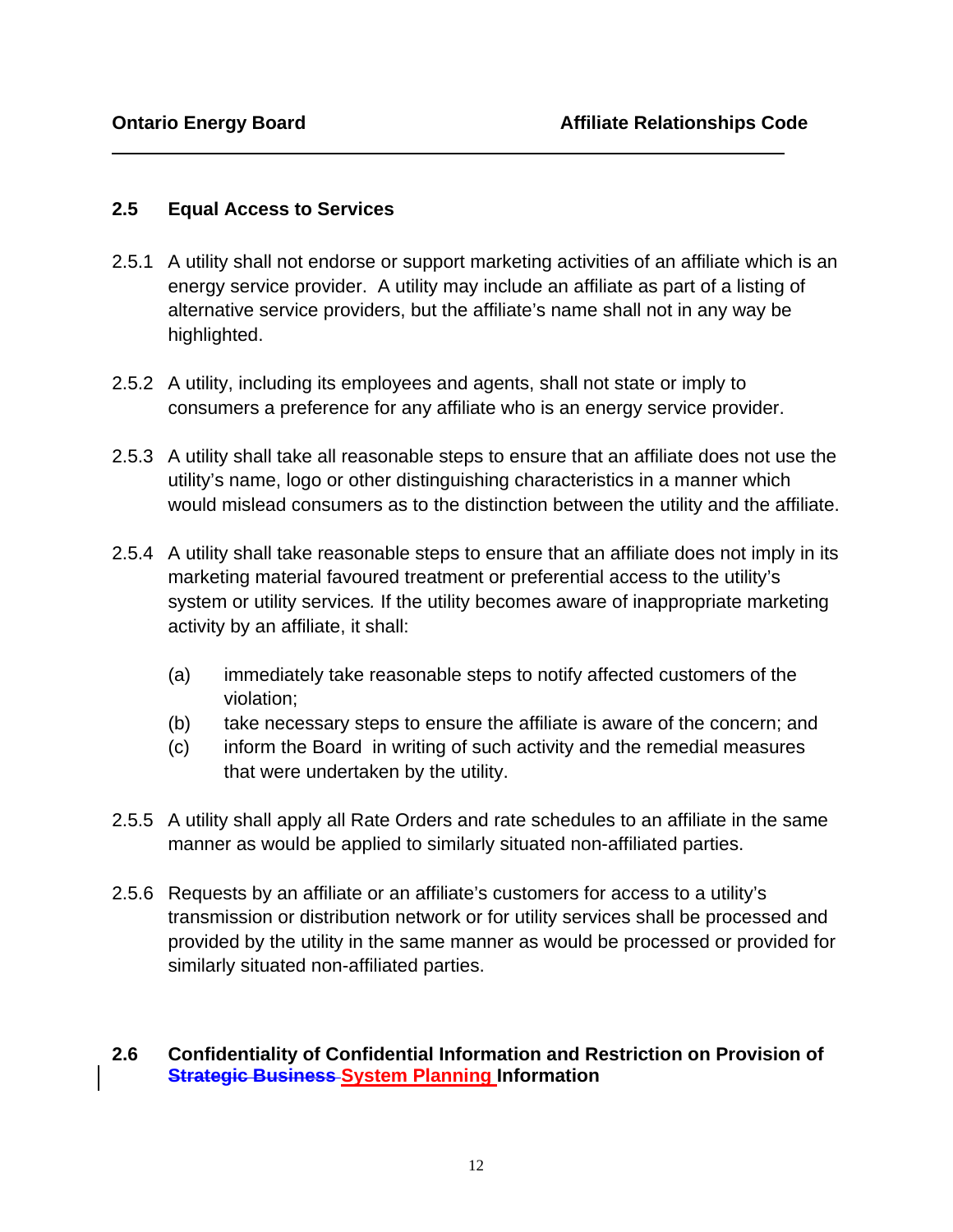## 2.5 Equal Access to Services

2.5.1 A utility shall not endorse or support marketing activities of an affiliate which is an energy service provider. A utility may include an affiliate as part of a listing of alternative service providers, but the affiliate's name shall not in any way be highlighted.

2.5.2 A utility, including its employees and agents, shall not state or imply to consumers a preference for any affiliate who is an energy service provider.

2.5.3 A utility shall take all reasonable steps to ensure that an affiliate does not use the utility's name, logo or other distinguishing characteristics in a manner which would mislead consumers as to the distinction between the utility and the affiliate.

2.5.4 A utility shall take reasonable steps to ensure that an affiliate does not imply in its marketing material favoured treatment or preferential access to the utility's system or utility services. If the utility becomes aware of inappropriate marketing activity by an affiliate, it shall:

(a) immediately take reasonable steps to notify affected customers of the violation;
(b) take necessary steps to ensure the affiliate is aware of the concern; and
(c) inform the Board in writing of such activity and the remedial measures that were undertaken by the utility.

2.5.5 A utility shall apply all Rate Orders and rate schedules to an affiliate in the same manner as would be applied to similarly situated non-affiliated parties.

2.5.6 Requests by an affiliate or an affiliate's customers for access to a utility's transmission or distribution network or for utility services shall be processed and provided by the utility in the same manner as would be processed or provided for similarly situated non-affiliated parties.

## 2.6 Confidentiality of Confidential Information and Restriction on Provision of ~~Strategic Business~~ System Planning Information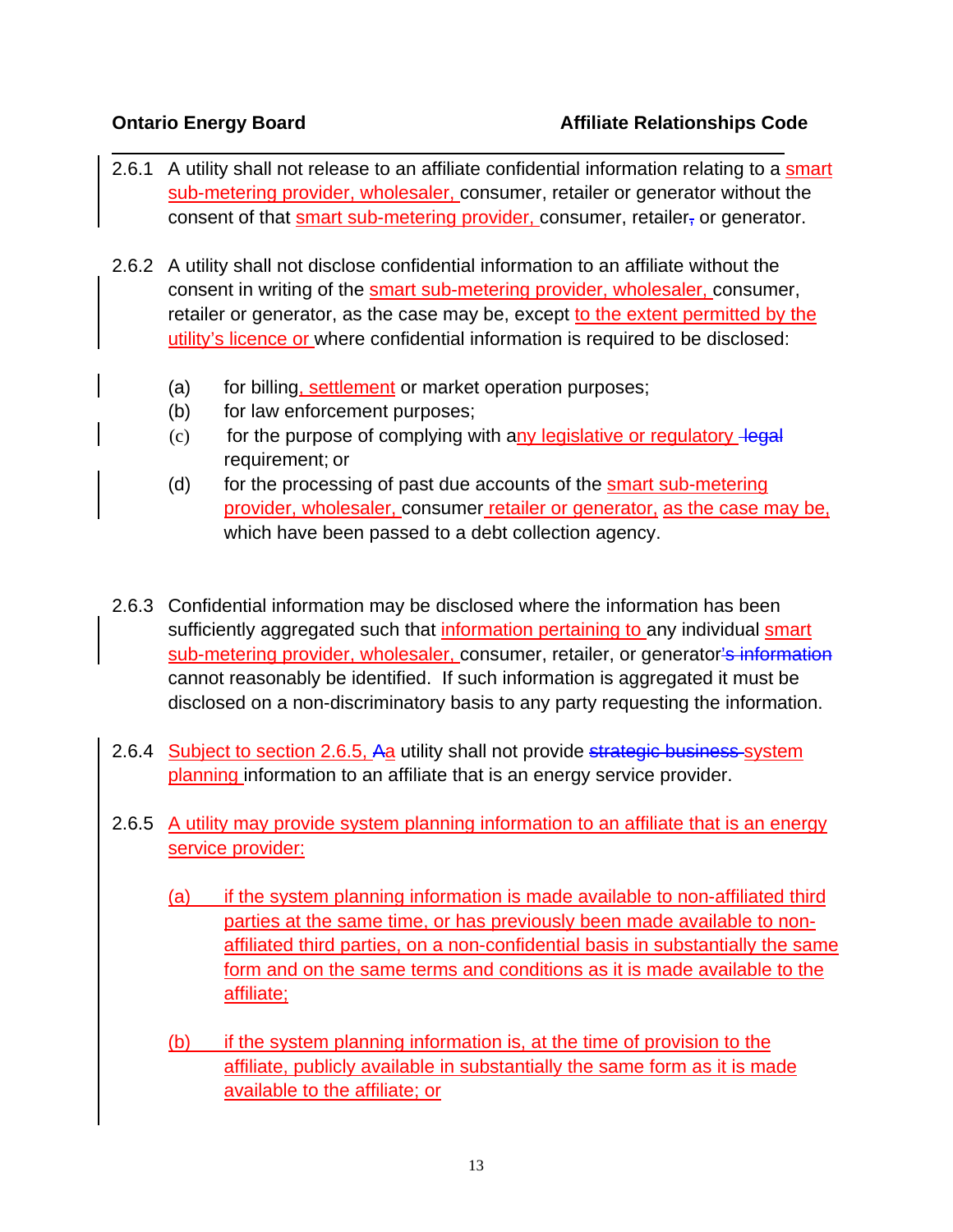2.6.1 A utility shall not release to an affiliate confidential information relating to a smart sub-metering provider, wholesaler, consumer, retailer or generator without the consent of that smart sub-metering provider, consumer, retailer, or generator.

2.6.2 A utility shall not disclose confidential information to an affiliate without the consent in writing of the smart sub-metering provider, wholesaler, consumer, retailer or generator, as the case may be, except to the extent permitted by the utility's licence or where confidential information is required to be disclosed:

(a) for billing, settlement or market operation purposes;

(b) for law enforcement purposes;

(c) for the purpose of complying with any legislative or regulatory ~~legal~~ requirement; or

(d) for the processing of past due accounts of the smart sub-metering provider, wholesaler, consumer retailer or generator, as the case may be, which have been passed to a debt collection agency.

2.6.3 Confidential information may be disclosed where the information has been sufficiently aggregated such that information pertaining to any individual smart sub-metering provider, wholesaler, consumer, retailer, or generator~~'s information~~ cannot reasonably be identified. If such information is aggregated it must be disclosed on a non-discriminatory basis to any party requesting the information.

2.6.4 Subject to section 2.6.5, ~~A~~a utility shall not provide ~~strategic business~~ system planning information to an affiliate that is an energy service provider.

2.6.5 A utility may provide system planning information to an affiliate that is an energy service provider:

(a) if the system planning information is made available to non-affiliated third parties at the same time, or has previously been made available to non-affiliated third parties, on a non-confidential basis in substantially the same form and on the same terms and conditions as it is made available to the affiliate;

(b) if the system planning information is, at the time of provision to the affiliate, publicly available in substantially the same form as it is made available to the affiliate; or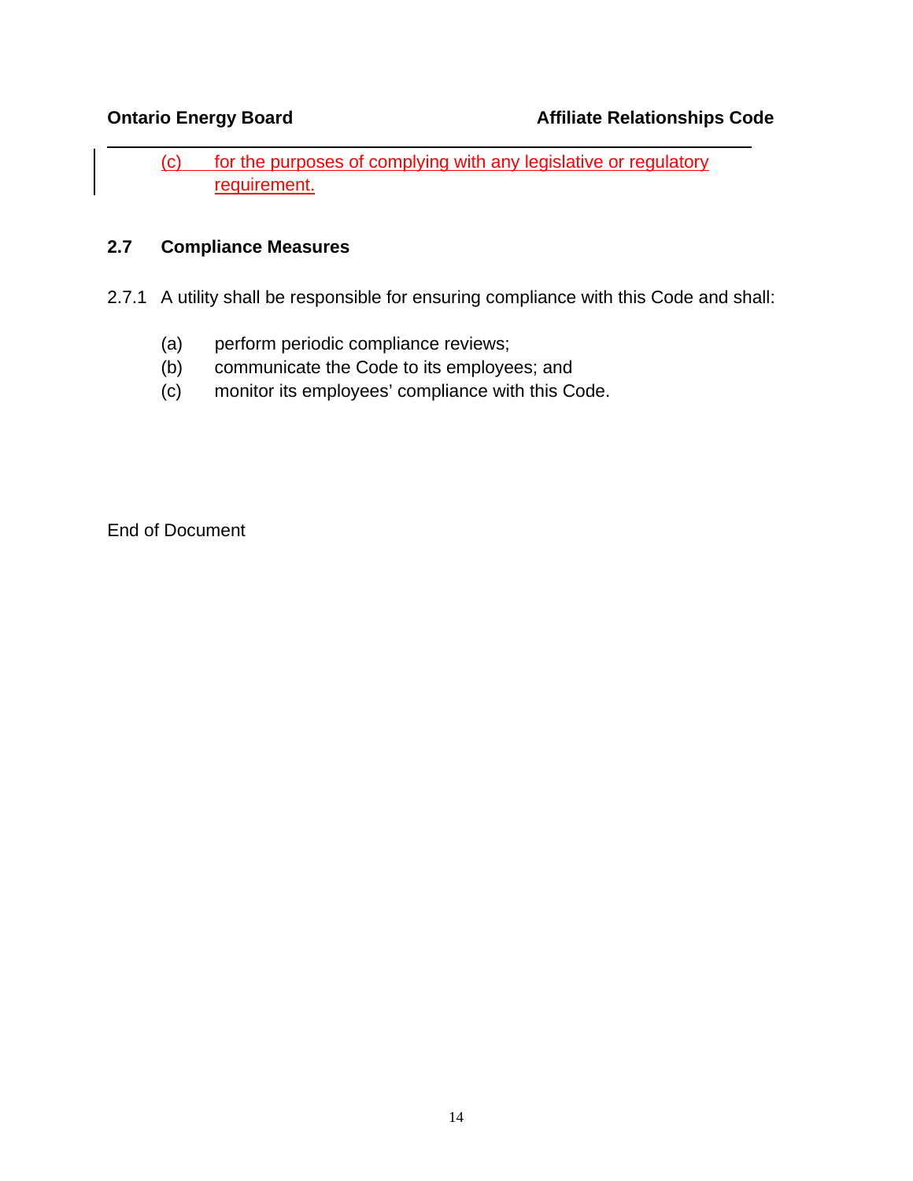(c) for the purposes of complying with any legislative or regulatory requirement.

## 2.7 Compliance Measures

2.7.1 A utility shall be responsible for ensuring compliance with this Code and shall:

(a) perform periodic compliance reviews;
(b) communicate the Code to its employees; and
(c) monitor its employees' compliance with this Code.

End of Document